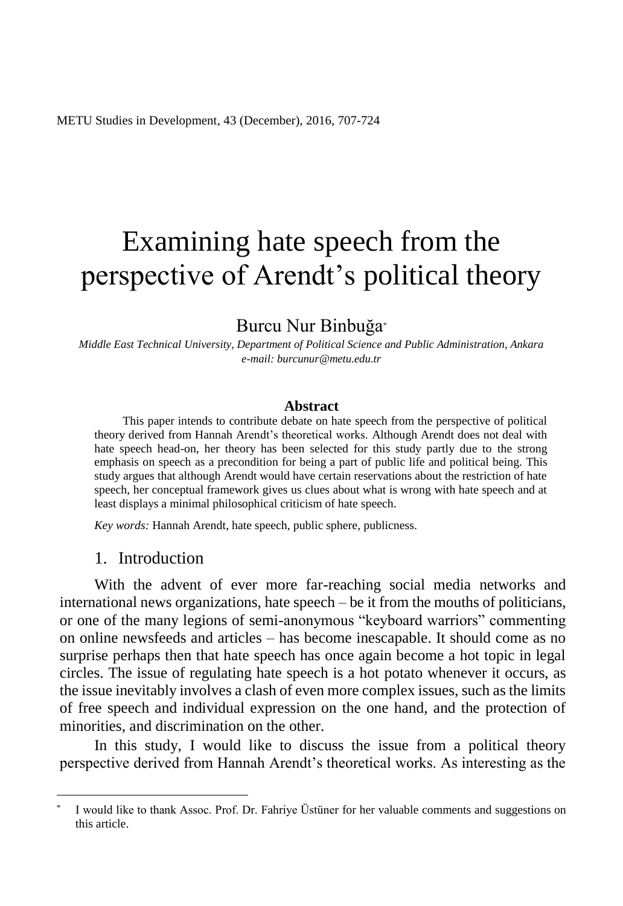# Examining hate speech from the perspective of Arendt's political theory

Burcu Nur Binbuğa[*]

*Middle East Technical University, Department of Political Science and Public Administration, Ankara*
*e-mail: burcunur@metu.edu.tr*

**Abstract**

This paper intends to contribute debate on hate speech from the perspective of political theory derived from Hannah Arendt's theoretical works. Although Arendt does not deal with hate speech head-on, her theory has been selected for this study partly due to the strong emphasis on speech as a precondition for being a part of public life and political being. This study argues that although Arendt would have certain reservations about the restriction of hate speech, her conceptual framework gives us clues about what is wrong with hate speech and at least displays a minimal philosophical criticism of hate speech.

*Key words:* Hannah Arendt, hate speech, public sphere, publicness.

## 1. Introduction

With the advent of ever more far-reaching social media networks and international news organizations, hate speech – be it from the mouths of politicians, or one of the many legions of semi-anonymous "keyboard warriors" commenting on online newsfeeds and articles – has become inescapable. It should come as no surprise perhaps then that hate speech has once again become a hot topic in legal circles. The issue of regulating hate speech is a hot potato whenever it occurs, as the issue inevitably involves a clash of even more complex issues, such as the limits of free speech and individual expression on the one hand, and the protection of minorities, and discrimination on the other.

In this study, I would like to discuss the issue from a political theory perspective derived from Hannah Arendt's theoretical works. As interesting as the

[*] I would like to thank Assoc. Prof. Dr. Fahriye Üstüner for her valuable comments and suggestions on this article.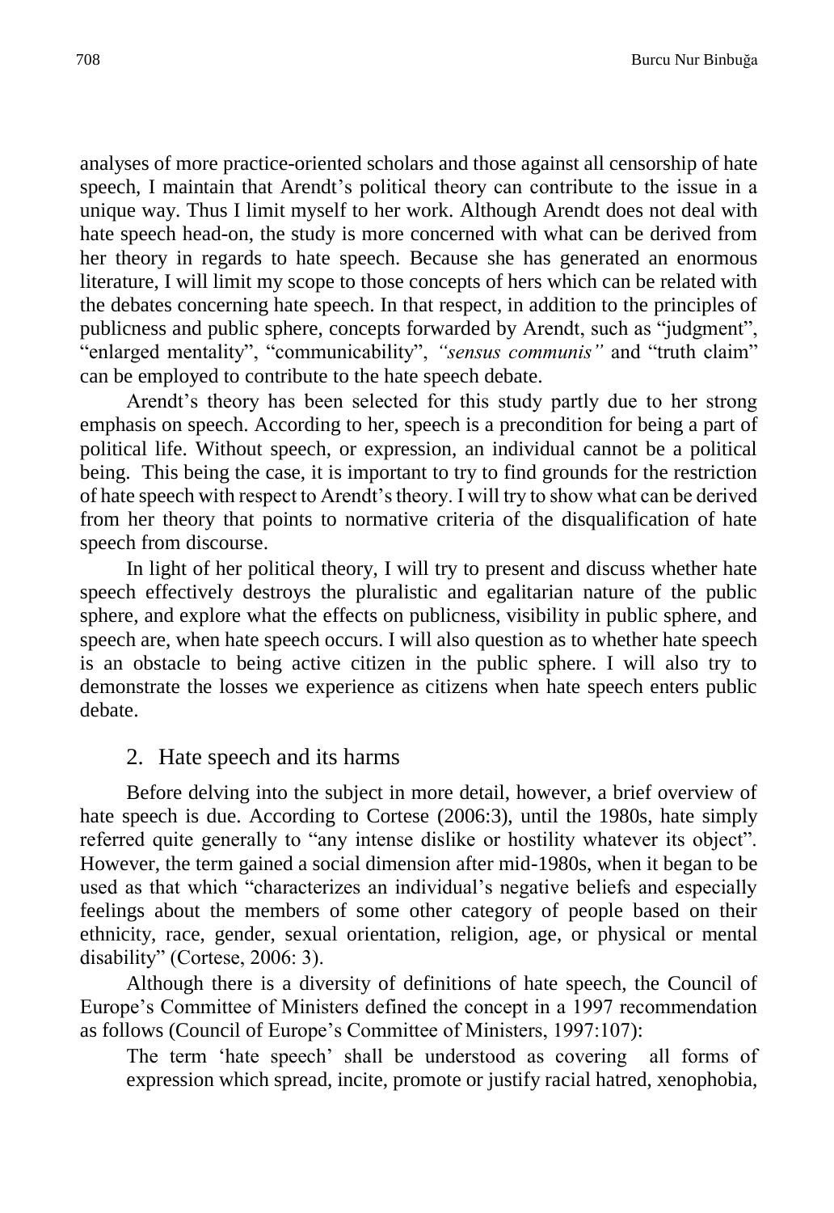analyses of more practice-oriented scholars and those against all censorship of hate speech, I maintain that Arendt's political theory can contribute to the issue in a unique way. Thus I limit myself to her work. Although Arendt does not deal with hate speech head-on, the study is more concerned with what can be derived from her theory in regards to hate speech. Because she has generated an enormous literature, I will limit my scope to those concepts of hers which can be related with the debates concerning hate speech. In that respect, in addition to the principles of publicness and public sphere, concepts forwarded by Arendt, such as "judgment", "enlarged mentality", "communicability", *"sensus communis"* and "truth claim" can be employed to contribute to the hate speech debate.

Arendt's theory has been selected for this study partly due to her strong emphasis on speech. According to her, speech is a precondition for being a part of political life. Without speech, or expression, an individual cannot be a political being. This being the case, it is important to try to find grounds for the restriction of hate speech with respect to Arendt's theory. I will try to show what can be derived from her theory that points to normative criteria of the disqualification of hate speech from discourse.

In light of her political theory, I will try to present and discuss whether hate speech effectively destroys the pluralistic and egalitarian nature of the public sphere, and explore what the effects on publicness, visibility in public sphere, and speech are, when hate speech occurs. I will also question as to whether hate speech is an obstacle to being active citizen in the public sphere. I will also try to demonstrate the losses we experience as citizens when hate speech enters public debate.

## 2. Hate speech and its harms

Before delving into the subject in more detail, however, a brief overview of hate speech is due. According to Cortese (2006:3), until the 1980s, hate simply referred quite generally to "any intense dislike or hostility whatever its object". However, the term gained a social dimension after mid-1980s, when it began to be used as that which "characterizes an individual's negative beliefs and especially feelings about the members of some other category of people based on their ethnicity, race, gender, sexual orientation, religion, age, or physical or mental disability" (Cortese, 2006: 3).

Although there is a diversity of definitions of hate speech, the Council of Europe's Committee of Ministers defined the concept in a 1997 recommendation as follows (Council of Europe's Committee of Ministers, 1997:107):

> The term 'hate speech' shall be understood as covering all forms of expression which spread, incite, promote or justify racial hatred, xenophobia,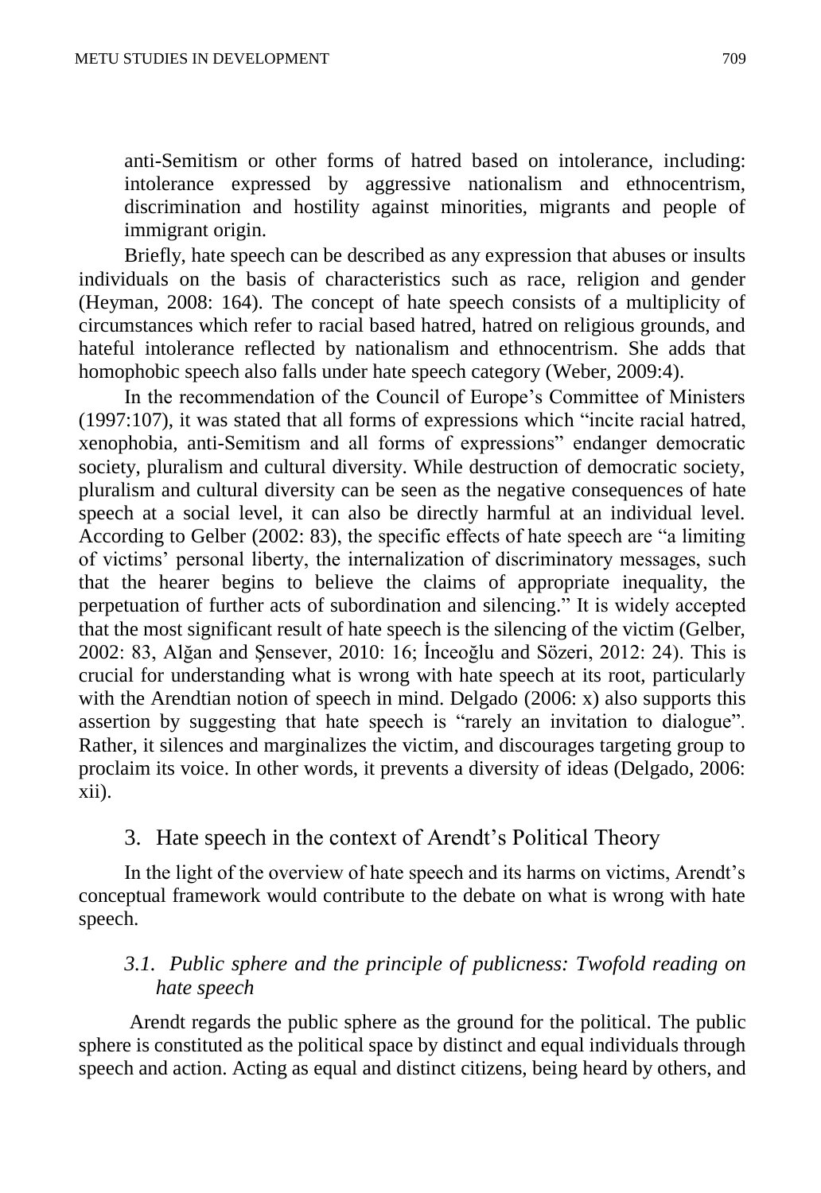> anti-Semitism or other forms of hatred based on intolerance, including: intolerance expressed by aggressive nationalism and ethnocentrism, discrimination and hostility against minorities, migrants and people of immigrant origin.

Briefly, hate speech can be described as any expression that abuses or insults individuals on the basis of characteristics such as race, religion and gender (Heyman, 2008: 164). The concept of hate speech consists of a multiplicity of circumstances which refer to racial based hatred, hatred on religious grounds, and hateful intolerance reflected by nationalism and ethnocentrism. She adds that homophobic speech also falls under hate speech category (Weber, 2009:4).

In the recommendation of the Council of Europe's Committee of Ministers (1997:107), it was stated that all forms of expressions which "incite racial hatred, xenophobia, anti-Semitism and all forms of expressions" endanger democratic society, pluralism and cultural diversity. While destruction of democratic society, pluralism and cultural diversity can be seen as the negative consequences of hate speech at a social level, it can also be directly harmful at an individual level. According to Gelber (2002: 83), the specific effects of hate speech are "a limiting of victims' personal liberty, the internalization of discriminatory messages, such that the hearer begins to believe the claims of appropriate inequality, the perpetuation of further acts of subordination and silencing." It is widely accepted that the most significant result of hate speech is the silencing of the victim (Gelber, 2002: 83, Alğan and Şensever, 2010: 16; İnceoğlu and Sözeri, 2012: 24). This is crucial for understanding what is wrong with hate speech at its root, particularly with the Arendtian notion of speech in mind. Delgado (2006: x) also supports this assertion by suggesting that hate speech is "rarely an invitation to dialogue". Rather, it silences and marginalizes the victim, and discourages targeting group to proclaim its voice. In other words, it prevents a diversity of ideas (Delgado, 2006: xii).

## 3. Hate speech in the context of Arendt's Political Theory

In the light of the overview of hate speech and its harms on victims, Arendt's conceptual framework would contribute to the debate on what is wrong with hate speech.

### *3.1. Public sphere and the principle of publicness: Twofold reading on hate speech*

Arendt regards the public sphere as the ground for the political. The public sphere is constituted as the political space by distinct and equal individuals through speech and action. Acting as equal and distinct citizens, being heard by others, and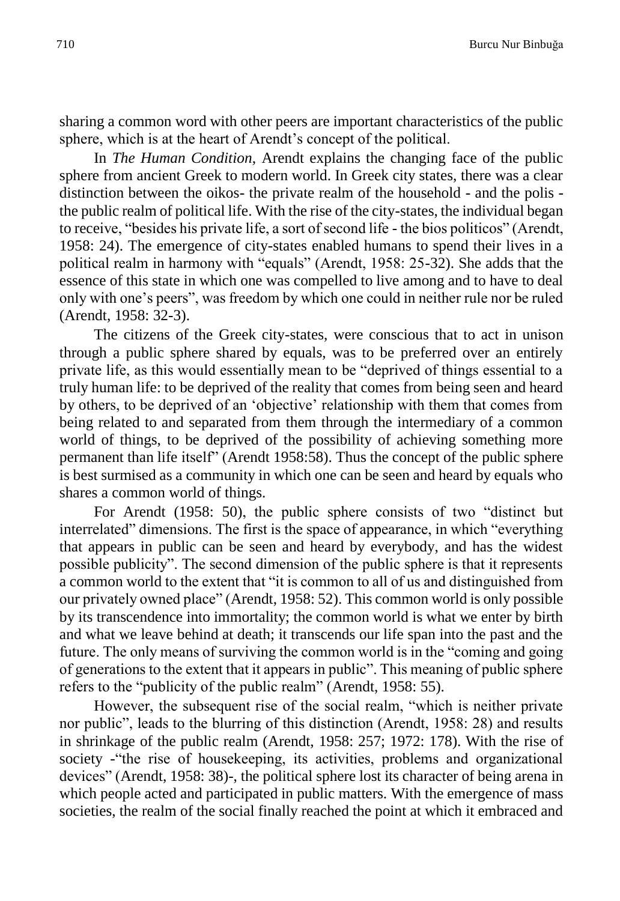sharing a common word with other peers are important characteristics of the public sphere, which is at the heart of Arendt's concept of the political.

In *The Human Condition*, Arendt explains the changing face of the public sphere from ancient Greek to modern world. In Greek city states, there was a clear distinction between the oikos- the private realm of the household - and the polis - the public realm of political life. With the rise of the city-states, the individual began to receive, "besides his private life, a sort of second life - the bios politicos" (Arendt, 1958: 24). The emergence of city-states enabled humans to spend their lives in a political realm in harmony with "equals" (Arendt, 1958: 25-32). She adds that the essence of this state in which one was compelled to live among and to have to deal only with one's peers", was freedom by which one could in neither rule nor be ruled (Arendt, 1958: 32-3).

The citizens of the Greek city-states, were conscious that to act in unison through a public sphere shared by equals, was to be preferred over an entirely private life, as this would essentially mean to be "deprived of things essential to a truly human life: to be deprived of the reality that comes from being seen and heard by others, to be deprived of an 'objective' relationship with them that comes from being related to and separated from them through the intermediary of a common world of things, to be deprived of the possibility of achieving something more permanent than life itself" (Arendt 1958:58). Thus the concept of the public sphere is best surmised as a community in which one can be seen and heard by equals who shares a common world of things.

For Arendt (1958: 50), the public sphere consists of two "distinct but interrelated" dimensions. The first is the space of appearance, in which "everything that appears in public can be seen and heard by everybody, and has the widest possible publicity". The second dimension of the public sphere is that it represents a common world to the extent that "it is common to all of us and distinguished from our privately owned place" (Arendt, 1958: 52). This common world is only possible by its transcendence into immortality; the common world is what we enter by birth and what we leave behind at death; it transcends our life span into the past and the future. The only means of surviving the common world is in the "coming and going of generations to the extent that it appears in public". This meaning of public sphere refers to the "publicity of the public realm" (Arendt, 1958: 55).

However, the subsequent rise of the social realm, "which is neither private nor public", leads to the blurring of this distinction (Arendt, 1958: 28) and results in shrinkage of the public realm (Arendt, 1958: 257; 1972: 178). With the rise of society -"the rise of housekeeping, its activities, problems and organizational devices" (Arendt, 1958: 38)-, the political sphere lost its character of being arena in which people acted and participated in public matters. With the emergence of mass societies, the realm of the social finally reached the point at which it embraced and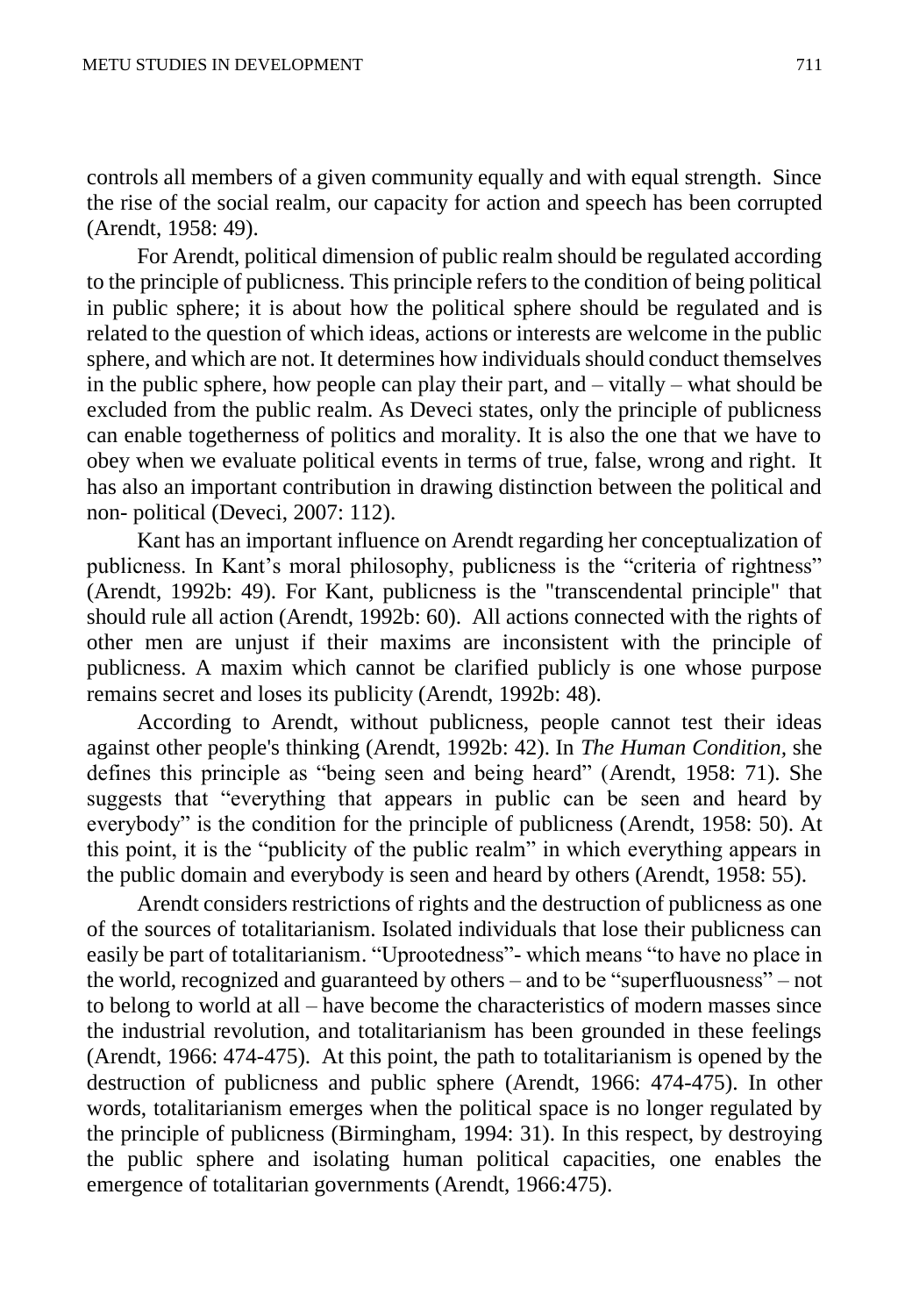controls all members of a given community equally and with equal strength. Since the rise of the social realm, our capacity for action and speech has been corrupted (Arendt, 1958: 49).

For Arendt, political dimension of public realm should be regulated according to the principle of publicness. This principle refers to the condition of being political in public sphere; it is about how the political sphere should be regulated and is related to the question of which ideas, actions or interests are welcome in the public sphere, and which are not. It determines how individuals should conduct themselves in the public sphere, how people can play their part, and – vitally – what should be excluded from the public realm. As Deveci states, only the principle of publicness can enable togetherness of politics and morality. It is also the one that we have to obey when we evaluate political events in terms of true, false, wrong and right. It has also an important contribution in drawing distinction between the political and non- political (Deveci, 2007: 112).

Kant has an important influence on Arendt regarding her conceptualization of publicness. In Kant's moral philosophy, publicness is the "criteria of rightness" (Arendt, 1992b: 49). For Kant, publicness is the "transcendental principle" that should rule all action (Arendt, 1992b: 60). All actions connected with the rights of other men are unjust if their maxims are inconsistent with the principle of publicness. A maxim which cannot be clarified publicly is one whose purpose remains secret and loses its publicity (Arendt, 1992b: 48).

According to Arendt, without publicness, people cannot test their ideas against other people's thinking (Arendt, 1992b: 42). In *The Human Condition,* she defines this principle as "being seen and being heard" (Arendt, 1958: 71). She suggests that "everything that appears in public can be seen and heard by everybody" is the condition for the principle of publicness (Arendt, 1958: 50). At this point, it is the "publicity of the public realm" in which everything appears in the public domain and everybody is seen and heard by others (Arendt, 1958: 55).

Arendt considers restrictions of rights and the destruction of publicness as one of the sources of totalitarianism. Isolated individuals that lose their publicness can easily be part of totalitarianism. "Uprootedness"- which means "to have no place in the world, recognized and guaranteed by others – and to be "superfluousness" – not to belong to world at all – have become the characteristics of modern masses since the industrial revolution, and totalitarianism has been grounded in these feelings (Arendt, 1966: 474-475). At this point, the path to totalitarianism is opened by the destruction of publicness and public sphere (Arendt, 1966: 474-475). In other words, totalitarianism emerges when the political space is no longer regulated by the principle of publicness (Birmingham, 1994: 31). In this respect, by destroying the public sphere and isolating human political capacities, one enables the emergence of totalitarian governments (Arendt, 1966:475).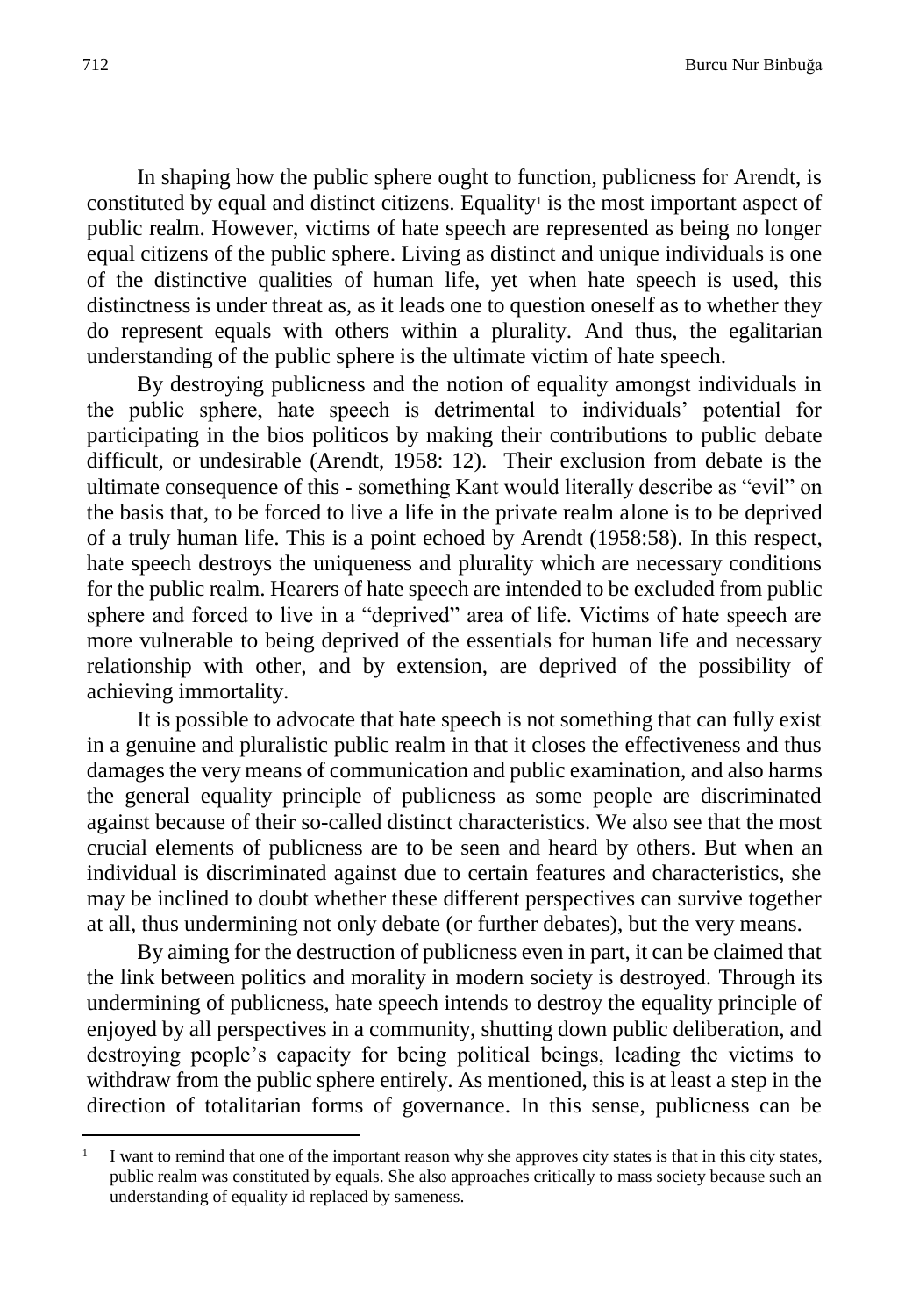In shaping how the public sphere ought to function, publicness for Arendt, is constituted by equal and distinct citizens. Equality[1] is the most important aspect of public realm. However, victims of hate speech are represented as being no longer equal citizens of the public sphere. Living as distinct and unique individuals is one of the distinctive qualities of human life, yet when hate speech is used, this distinctness is under threat as, as it leads one to question oneself as to whether they do represent equals with others within a plurality. And thus, the egalitarian understanding of the public sphere is the ultimate victim of hate speech.

By destroying publicness and the notion of equality amongst individuals in the public sphere, hate speech is detrimental to individuals' potential for participating in the bios politicos by making their contributions to public debate difficult, or undesirable (Arendt, 1958: 12). Their exclusion from debate is the ultimate consequence of this - something Kant would literally describe as "evil" on the basis that, to be forced to live a life in the private realm alone is to be deprived of a truly human life. This is a point echoed by Arendt (1958:58). In this respect, hate speech destroys the uniqueness and plurality which are necessary conditions for the public realm. Hearers of hate speech are intended to be excluded from public sphere and forced to live in a "deprived" area of life. Victims of hate speech are more vulnerable to being deprived of the essentials for human life and necessary relationship with other, and by extension, are deprived of the possibility of achieving immortality.

It is possible to advocate that hate speech is not something that can fully exist in a genuine and pluralistic public realm in that it closes the effectiveness and thus damages the very means of communication and public examination, and also harms the general equality principle of publicness as some people are discriminated against because of their so-called distinct characteristics. We also see that the most crucial elements of publicness are to be seen and heard by others. But when an individual is discriminated against due to certain features and characteristics, she may be inclined to doubt whether these different perspectives can survive together at all, thus undermining not only debate (or further debates), but the very means.

By aiming for the destruction of publicness even in part, it can be claimed that the link between politics and morality in modern society is destroyed. Through its undermining of publicness, hate speech intends to destroy the equality principle of enjoyed by all perspectives in a community, shutting down public deliberation, and destroying people's capacity for being political beings, leading the victims to withdraw from the public sphere entirely. As mentioned, this is at least a step in the direction of totalitarian forms of governance. In this sense, publicness can be

---

[1] I want to remind that one of the important reason why she approves city states is that in this city states, public realm was constituted by equals. She also approaches critically to mass society because such an understanding of equality id replaced by sameness.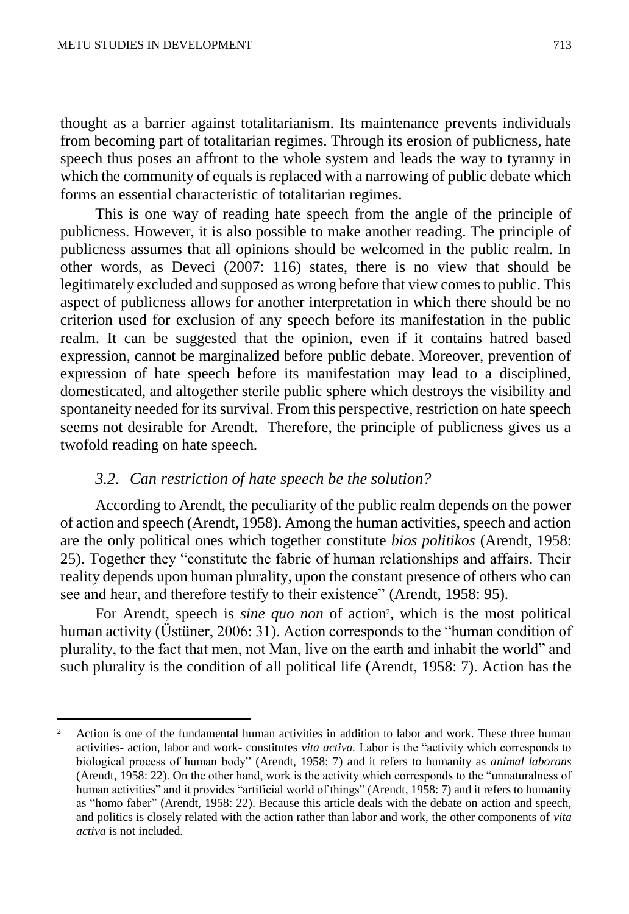thought as a barrier against totalitarianism. Its maintenance prevents individuals from becoming part of totalitarian regimes. Through its erosion of publicness, hate speech thus poses an affront to the whole system and leads the way to tyranny in which the community of equals is replaced with a narrowing of public debate which forms an essential characteristic of totalitarian regimes.

This is one way of reading hate speech from the angle of the principle of publicness. However, it is also possible to make another reading. The principle of publicness assumes that all opinions should be welcomed in the public realm. In other words, as Deveci (2007: 116) states, there is no view that should be legitimately excluded and supposed as wrong before that view comes to public. This aspect of publicness allows for another interpretation in which there should be no criterion used for exclusion of any speech before its manifestation in the public realm. It can be suggested that the opinion, even if it contains hatred based expression, cannot be marginalized before public debate. Moreover, prevention of expression of hate speech before its manifestation may lead to a disciplined, domesticated, and altogether sterile public sphere which destroys the visibility and spontaneity needed for its survival. From this perspective, restriction on hate speech seems not desirable for Arendt. Therefore, the principle of publicness gives us a twofold reading on hate speech.

### *3.2. Can restriction of hate speech be the solution?*

According to Arendt, the peculiarity of the public realm depends on the power of action and speech (Arendt, 1958). Among the human activities, speech and action are the only political ones which together constitute *bios politikos* (Arendt, 1958: 25). Together they "constitute the fabric of human relationships and affairs. Their reality depends upon human plurality, upon the constant presence of others who can see and hear, and therefore testify to their existence" (Arendt, 1958: 95).

For Arendt, speech is *sine quo non* of action[2], which is the most political human activity (Üstüner, 2006: 31). Action corresponds to the "human condition of plurality, to the fact that men, not Man, live on the earth and inhabit the world" and such plurality is the condition of all political life (Arendt, 1958: 7). Action has the

---

[2] Action is one of the fundamental human activities in addition to labor and work. These three human activities- action, labor and work- constitutes *vita activa.* Labor is the "activity which corresponds to biological process of human body" (Arendt, 1958: 7) and it refers to humanity as *animal laborans* (Arendt, 1958: 22). On the other hand, work is the activity which corresponds to the "unnaturalness of human activities" and it provides "artificial world of things" (Arendt, 1958: 7) and it refers to humanity as "homo faber" (Arendt, 1958: 22). Because this article deals with the debate on action and speech, and politics is closely related with the action rather than labor and work, the other components of *vita activa* is not included.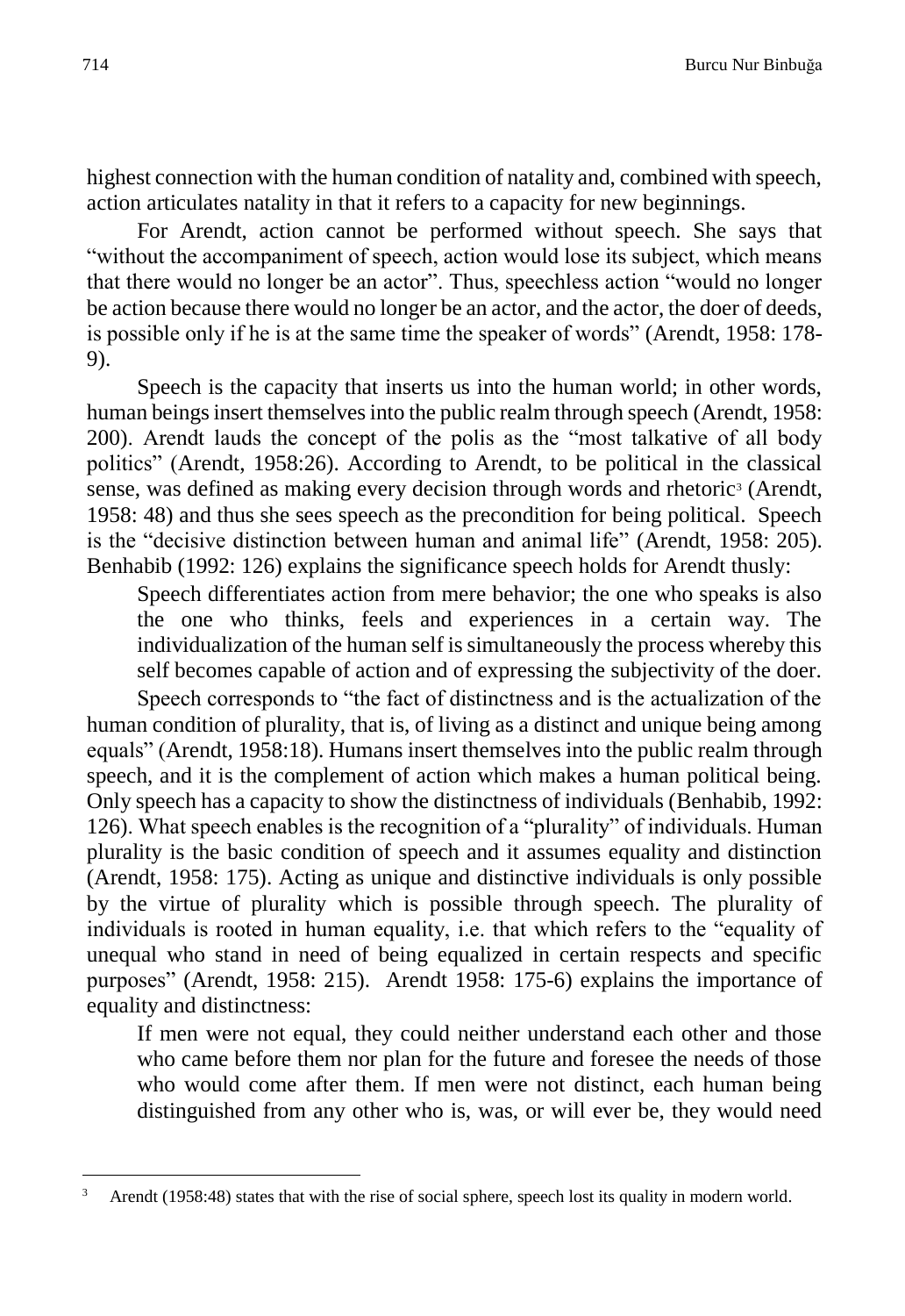highest connection with the human condition of natality and, combined with speech, action articulates natality in that it refers to a capacity for new beginnings.

For Arendt, action cannot be performed without speech. She says that "without the accompaniment of speech, action would lose its subject, which means that there would no longer be an actor". Thus, speechless action "would no longer be action because there would no longer be an actor, and the actor, the doer of deeds, is possible only if he is at the same time the speaker of words" (Arendt, 1958: 178-9).

Speech is the capacity that inserts us into the human world; in other words, human beings insert themselves into the public realm through speech (Arendt, 1958: 200). Arendt lauds the concept of the polis as the "most talkative of all body politics" (Arendt, 1958:26). According to Arendt, to be political in the classical sense, was defined as making every decision through words and rhetoric[3] (Arendt, 1958: 48) and thus she sees speech as the precondition for being political. Speech is the "decisive distinction between human and animal life" (Arendt, 1958: 205). Benhabib (1992: 126) explains the significance speech holds for Arendt thusly:

> Speech differentiates action from mere behavior; the one who speaks is also the one who thinks, feels and experiences in a certain way. The individualization of the human self is simultaneously the process whereby this self becomes capable of action and of expressing the subjectivity of the doer.

Speech corresponds to "the fact of distinctness and is the actualization of the human condition of plurality, that is, of living as a distinct and unique being among equals" (Arendt, 1958:18). Humans insert themselves into the public realm through speech, and it is the complement of action which makes a human political being. Only speech has a capacity to show the distinctness of individuals (Benhabib, 1992: 126). What speech enables is the recognition of a "plurality" of individuals. Human plurality is the basic condition of speech and it assumes equality and distinction (Arendt, 1958: 175). Acting as unique and distinctive individuals is only possible by the virtue of plurality which is possible through speech. The plurality of individuals is rooted in human equality, i.e. that which refers to the "equality of unequal who stand in need of being equalized in certain respects and specific purposes" (Arendt, 1958: 215). Arendt 1958: 175-6) explains the importance of equality and distinctness:

> If men were not equal, they could neither understand each other and those who came before them nor plan for the future and foresee the needs of those who would come after them. If men were not distinct, each human being distinguished from any other who is, was, or will ever be, they would need

---

[3] Arendt (1958:48) states that with the rise of social sphere, speech lost its quality in modern world.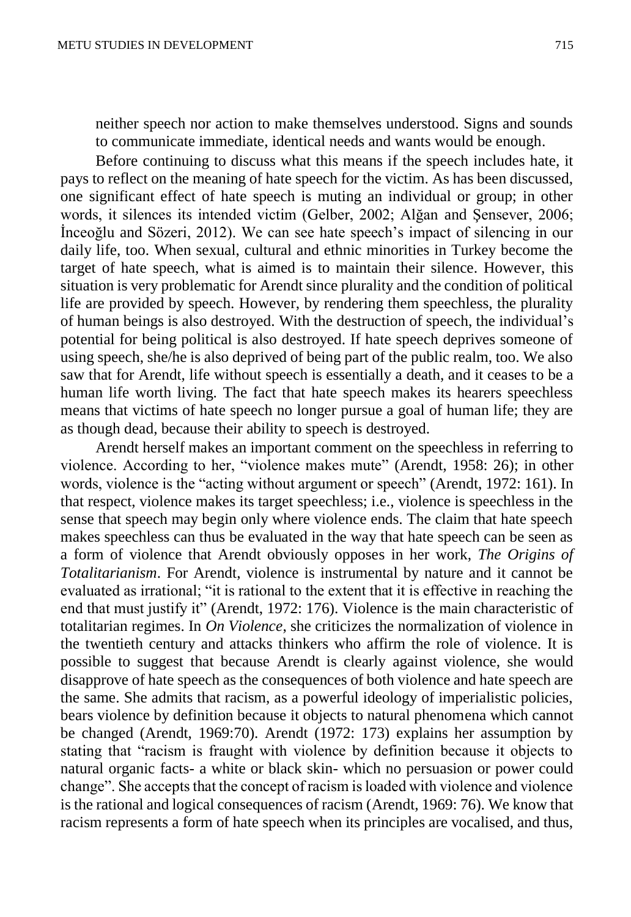neither speech nor action to make themselves understood. Signs and sounds to communicate immediate, identical needs and wants would be enough.

Before continuing to discuss what this means if the speech includes hate, it pays to reflect on the meaning of hate speech for the victim. As has been discussed, one significant effect of hate speech is muting an individual or group; in other words, it silences its intended victim (Gelber, 2002; Alğan and Şensever, 2006; İnceoğlu and Sözeri, 2012). We can see hate speech's impact of silencing in our daily life, too. When sexual, cultural and ethnic minorities in Turkey become the target of hate speech, what is aimed is to maintain their silence. However, this situation is very problematic for Arendt since plurality and the condition of political life are provided by speech. However, by rendering them speechless, the plurality of human beings is also destroyed. With the destruction of speech, the individual's potential for being political is also destroyed. If hate speech deprives someone of using speech, she/he is also deprived of being part of the public realm, too. We also saw that for Arendt, life without speech is essentially a death, and it ceases to be a human life worth living. The fact that hate speech makes its hearers speechless means that victims of hate speech no longer pursue a goal of human life; they are as though dead, because their ability to speech is destroyed.

Arendt herself makes an important comment on the speechless in referring to violence. According to her, "violence makes mute" (Arendt, 1958: 26); in other words, violence is the "acting without argument or speech" (Arendt, 1972: 161). In that respect, violence makes its target speechless; i.e., violence is speechless in the sense that speech may begin only where violence ends. The claim that hate speech makes speechless can thus be evaluated in the way that hate speech can be seen as a form of violence that Arendt obviously opposes in her work, *The Origins of Totalitarianism*. For Arendt, violence is instrumental by nature and it cannot be evaluated as irrational; "it is rational to the extent that it is effective in reaching the end that must justify it" (Arendt, 1972: 176). Violence is the main characteristic of totalitarian regimes. In *On Violence*, she criticizes the normalization of violence in the twentieth century and attacks thinkers who affirm the role of violence. It is possible to suggest that because Arendt is clearly against violence, she would disapprove of hate speech as the consequences of both violence and hate speech are the same. She admits that racism, as a powerful ideology of imperialistic policies, bears violence by definition because it objects to natural phenomena which cannot be changed (Arendt, 1969:70). Arendt (1972: 173) explains her assumption by stating that "racism is fraught with violence by definition because it objects to natural organic facts- a white or black skin- which no persuasion or power could change". She accepts that the concept of racism is loaded with violence and violence is the rational and logical consequences of racism (Arendt, 1969: 76). We know that racism represents a form of hate speech when its principles are vocalised, and thus,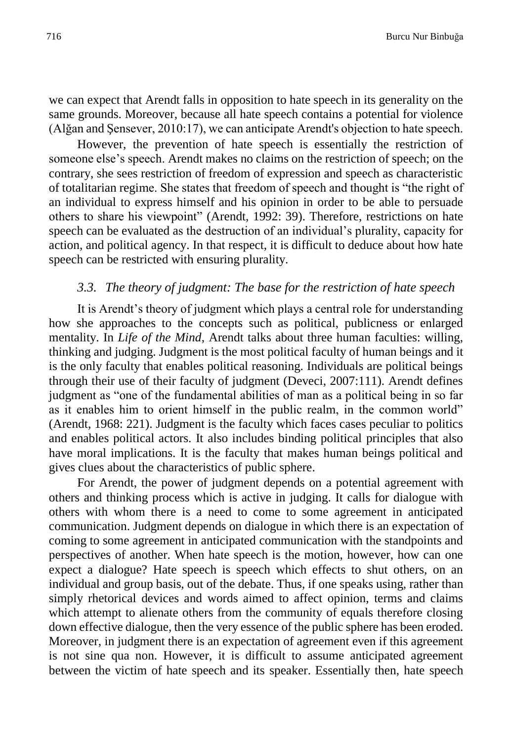we can expect that Arendt falls in opposition to hate speech in its generality on the same grounds. Moreover, because all hate speech contains a potential for violence (Alğan and Şensever, 2010:17), we can anticipate Arendt's objection to hate speech.

However, the prevention of hate speech is essentially the restriction of someone else's speech. Arendt makes no claims on the restriction of speech; on the contrary, she sees restriction of freedom of expression and speech as characteristic of totalitarian regime. She states that freedom of speech and thought is "the right of an individual to express himself and his opinion in order to be able to persuade others to share his viewpoint" (Arendt, 1992: 39). Therefore, restrictions on hate speech can be evaluated as the destruction of an individual's plurality, capacity for action, and political agency. In that respect, it is difficult to deduce about how hate speech can be restricted with ensuring plurality.

### *3.3. The theory of judgment: The base for the restriction of hate speech*

It is Arendt's theory of judgment which plays a central role for understanding how she approaches to the concepts such as political, publicness or enlarged mentality. In *Life of the Mind*, Arendt talks about three human faculties: willing, thinking and judging. Judgment is the most political faculty of human beings and it is the only faculty that enables political reasoning. Individuals are political beings through their use of their faculty of judgment (Deveci, 2007:111). Arendt defines judgment as "one of the fundamental abilities of man as a political being in so far as it enables him to orient himself in the public realm, in the common world" (Arendt, 1968: 221). Judgment is the faculty which faces cases peculiar to politics and enables political actors. It also includes binding political principles that also have moral implications. It is the faculty that makes human beings political and gives clues about the characteristics of public sphere.

For Arendt, the power of judgment depends on a potential agreement with others and thinking process which is active in judging. It calls for dialogue with others with whom there is a need to come to some agreement in anticipated communication. Judgment depends on dialogue in which there is an expectation of coming to some agreement in anticipated communication with the standpoints and perspectives of another. When hate speech is the motion, however, how can one expect a dialogue? Hate speech is speech which effects to shut others, on an individual and group basis, out of the debate. Thus, if one speaks using, rather than simply rhetorical devices and words aimed to affect opinion, terms and claims which attempt to alienate others from the community of equals therefore closing down effective dialogue, then the very essence of the public sphere has been eroded. Moreover, in judgment there is an expectation of agreement even if this agreement is not sine qua non. However, it is difficult to assume anticipated agreement between the victim of hate speech and its speaker. Essentially then, hate speech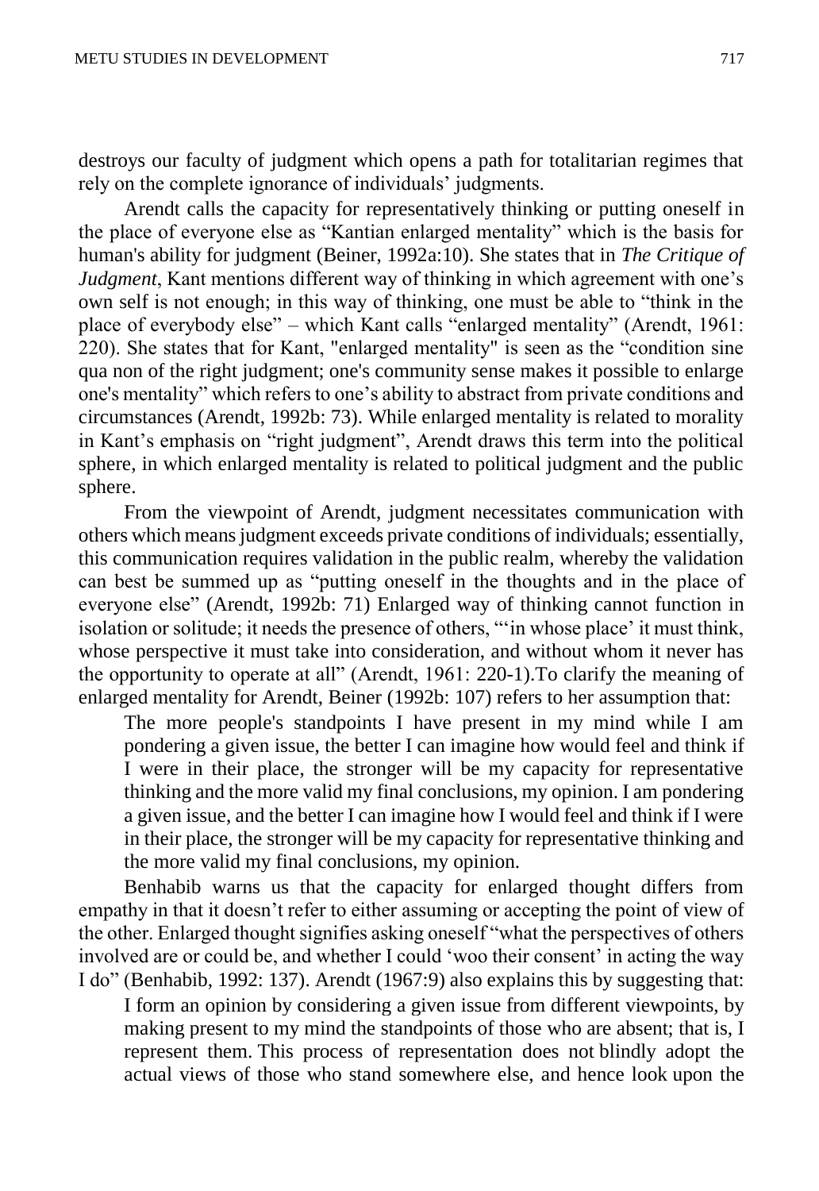destroys our faculty of judgment which opens a path for totalitarian regimes that rely on the complete ignorance of individuals' judgments.

Arendt calls the capacity for representatively thinking or putting oneself in the place of everyone else as "Kantian enlarged mentality" which is the basis for human's ability for judgment (Beiner, 1992a:10). She states that in *The Critique of Judgment*, Kant mentions different way of thinking in which agreement with one's own self is not enough; in this way of thinking, one must be able to "think in the place of everybody else" – which Kant calls "enlarged mentality" (Arendt, 1961: 220). She states that for Kant, "enlarged mentality" is seen as the "condition sine qua non of the right judgment; one's community sense makes it possible to enlarge one's mentality" which refers to one's ability to abstract from private conditions and circumstances (Arendt, 1992b: 73). While enlarged mentality is related to morality in Kant's emphasis on "right judgment", Arendt draws this term into the political sphere, in which enlarged mentality is related to political judgment and the public sphere.

From the viewpoint of Arendt, judgment necessitates communication with others which means judgment exceeds private conditions of individuals; essentially, this communication requires validation in the public realm, whereby the validation can best be summed up as "putting oneself in the thoughts and in the place of everyone else" (Arendt, 1992b: 71) Enlarged way of thinking cannot function in isolation or solitude; it needs the presence of others, "'in whose place' it must think, whose perspective it must take into consideration, and without whom it never has the opportunity to operate at all" (Arendt, 1961: 220-1).To clarify the meaning of enlarged mentality for Arendt, Beiner (1992b: 107) refers to her assumption that:

> The more people's standpoints I have present in my mind while I am pondering a given issue, the better I can imagine how would feel and think if I were in their place, the stronger will be my capacity for representative thinking and the more valid my final conclusions, my opinion. I am pondering a given issue, and the better I can imagine how I would feel and think if I were in their place, the stronger will be my capacity for representative thinking and the more valid my final conclusions, my opinion.

Benhabib warns us that the capacity for enlarged thought differs from empathy in that it doesn't refer to either assuming or accepting the point of view of the other. Enlarged thought signifies asking oneself "what the perspectives of others involved are or could be, and whether I could 'woo their consent' in acting the way I do" (Benhabib, 1992: 137). Arendt (1967:9) also explains this by suggesting that:

> I form an opinion by considering a given issue from different viewpoints, by making present to my mind the standpoints of those who are absent; that is, I represent them. This process of representation does not blindly adopt the actual views of those who stand somewhere else, and hence look upon the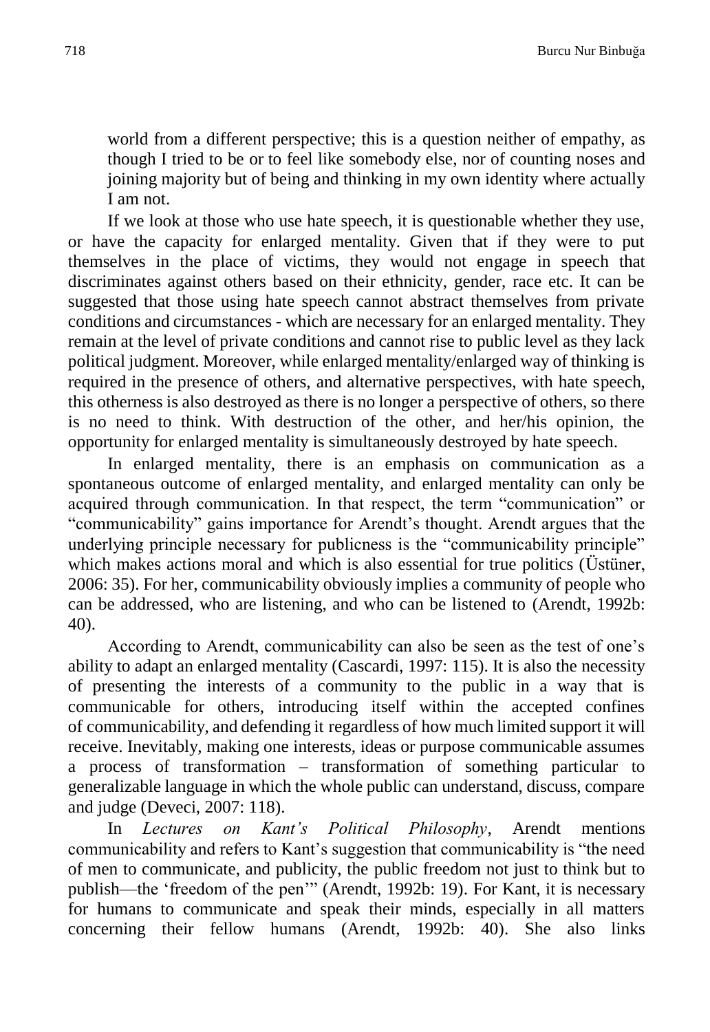> world from a different perspective; this is a question neither of empathy, as though I tried to be or to feel like somebody else, nor of counting noses and joining majority but of being and thinking in my own identity where actually I am not.

If we look at those who use hate speech, it is questionable whether they use, or have the capacity for enlarged mentality. Given that if they were to put themselves in the place of victims, they would not engage in speech that discriminates against others based on their ethnicity, gender, race etc. It can be suggested that those using hate speech cannot abstract themselves from private conditions and circumstances - which are necessary for an enlarged mentality. They remain at the level of private conditions and cannot rise to public level as they lack political judgment. Moreover, while enlarged mentality/enlarged way of thinking is required in the presence of others, and alternative perspectives, with hate speech, this otherness is also destroyed as there is no longer a perspective of others, so there is no need to think. With destruction of the other, and her/his opinion, the opportunity for enlarged mentality is simultaneously destroyed by hate speech.

In enlarged mentality, there is an emphasis on communication as a spontaneous outcome of enlarged mentality, and enlarged mentality can only be acquired through communication. In that respect, the term "communication" or "communicability" gains importance for Arendt's thought. Arendt argues that the underlying principle necessary for publicness is the "communicability principle" which makes actions moral and which is also essential for true politics (Üstüner, 2006: 35). For her, communicability obviously implies a community of people who can be addressed, who are listening, and who can be listened to (Arendt, 1992b: 40).

According to Arendt, communicability can also be seen as the test of one's ability to adapt an enlarged mentality (Cascardi, 1997: 115). It is also the necessity of presenting the interests of a community to the public in a way that is communicable for others, introducing itself within the accepted confines of communicability, and defending it regardless of how much limited support it will receive. Inevitably, making one interests, ideas or purpose communicable assumes a process of transformation – transformation of something particular to generalizable language in which the whole public can understand, discuss, compare and judge (Deveci, 2007: 118).

In *Lectures on Kant's Political Philosophy*, Arendt mentions communicability and refers to Kant's suggestion that communicability is "the need of men to communicate, and publicity, the public freedom not just to think but to publish—the 'freedom of the pen'" (Arendt, 1992b: 19). For Kant, it is necessary for humans to communicate and speak their minds, especially in all matters concerning their fellow humans (Arendt, 1992b: 40). She also links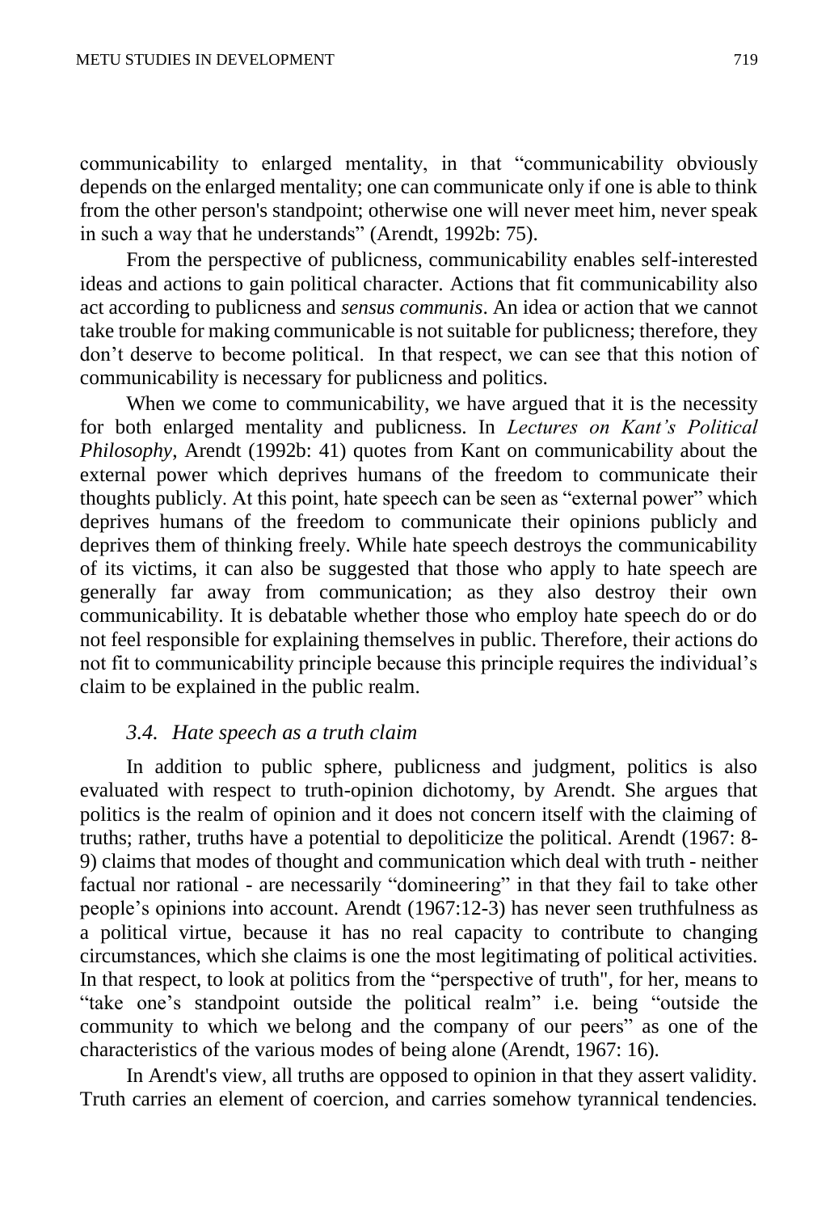communicability to enlarged mentality, in that "communicability obviously depends on the enlarged mentality; one can communicate only if one is able to think from the other person's standpoint; otherwise one will never meet him, never speak in such a way that he understands" (Arendt, 1992b: 75).

From the perspective of publicness, communicability enables self-interested ideas and actions to gain political character. Actions that fit communicability also act according to publicness and *sensus communis*. An idea or action that we cannot take trouble for making communicable is not suitable for publicness; therefore, they don't deserve to become political. In that respect, we can see that this notion of communicability is necessary for publicness and politics.

When we come to communicability, we have argued that it is the necessity for both enlarged mentality and publicness. In *Lectures on Kant's Political Philosophy*, Arendt (1992b: 41) quotes from Kant on communicability about the external power which deprives humans of the freedom to communicate their thoughts publicly. At this point, hate speech can be seen as "external power" which deprives humans of the freedom to communicate their opinions publicly and deprives them of thinking freely. While hate speech destroys the communicability of its victims, it can also be suggested that those who apply to hate speech are generally far away from communication; as they also destroy their own communicability. It is debatable whether those who employ hate speech do or do not feel responsible for explaining themselves in public. Therefore, their actions do not fit to communicability principle because this principle requires the individual's claim to be explained in the public realm.

### *3.4. Hate speech as a truth claim*

In addition to public sphere, publicness and judgment, politics is also evaluated with respect to truth-opinion dichotomy, by Arendt. She argues that politics is the realm of opinion and it does not concern itself with the claiming of truths; rather, truths have a potential to depoliticize the political. Arendt (1967: 8-9) claims that modes of thought and communication which deal with truth - neither factual nor rational - are necessarily "domineering" in that they fail to take other people's opinions into account. Arendt (1967:12-3) has never seen truthfulness as a political virtue, because it has no real capacity to contribute to changing circumstances, which she claims is one the most legitimating of political activities. In that respect, to look at politics from the "perspective of truth", for her, means to "take one's standpoint outside the political realm" i.e. being "outside the community to which we belong and the company of our peers" as one of the characteristics of the various modes of being alone (Arendt, 1967: 16).

In Arendt's view, all truths are opposed to opinion in that they assert validity. Truth carries an element of coercion, and carries somehow tyrannical tendencies.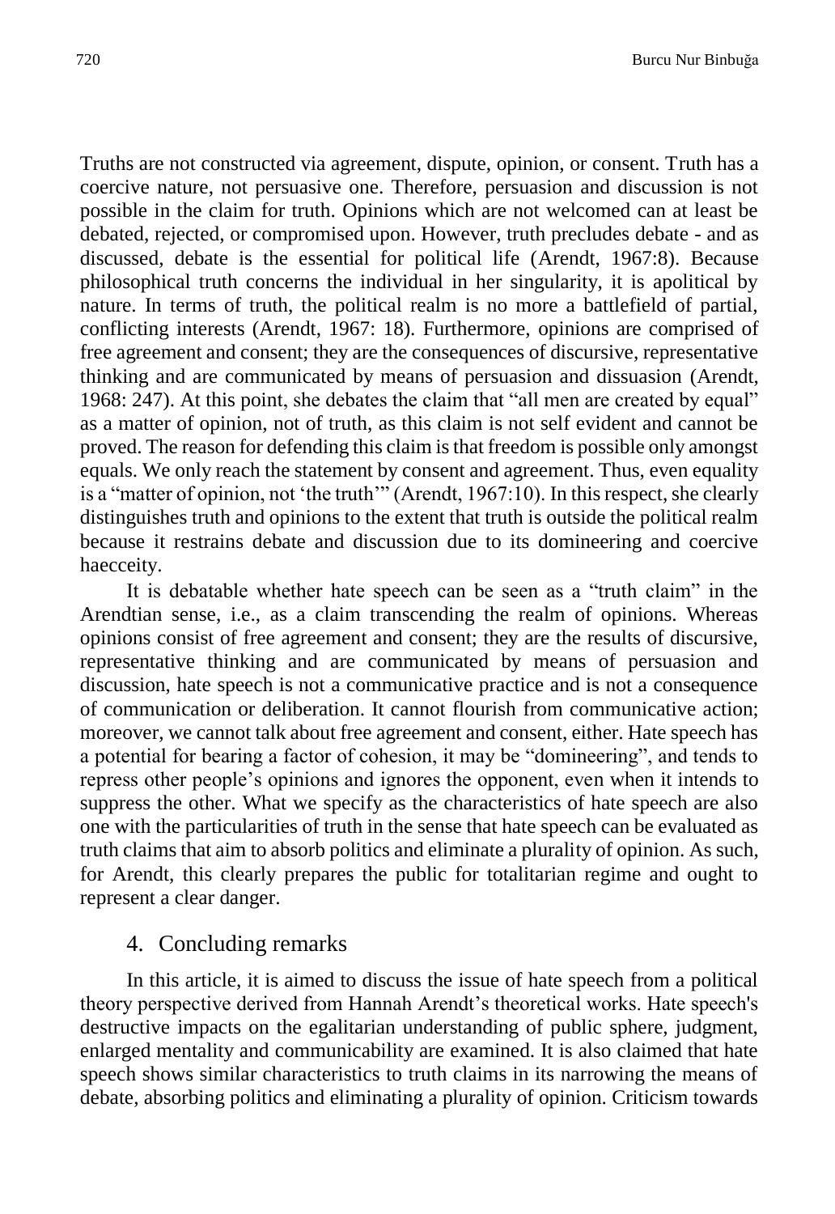Truths are not constructed via agreement, dispute, opinion, or consent. Truth has a coercive nature, not persuasive one. Therefore, persuasion and discussion is not possible in the claim for truth. Opinions which are not welcomed can at least be debated, rejected, or compromised upon. However, truth precludes debate - and as discussed, debate is the essential for political life (Arendt, 1967:8). Because philosophical truth concerns the individual in her singularity, it is apolitical by nature. In terms of truth, the political realm is no more a battlefield of partial, conflicting interests (Arendt, 1967: 18). Furthermore, opinions are comprised of free agreement and consent; they are the consequences of discursive, representative thinking and are communicated by means of persuasion and dissuasion (Arendt, 1968: 247). At this point, she debates the claim that "all men are created by equal" as a matter of opinion, not of truth, as this claim is not self evident and cannot be proved. The reason for defending this claim is that freedom is possible only amongst equals. We only reach the statement by consent and agreement. Thus, even equality is a "matter of opinion, not 'the truth'" (Arendt, 1967:10). In this respect, she clearly distinguishes truth and opinions to the extent that truth is outside the political realm because it restrains debate and discussion due to its domineering and coercive haecceity.

It is debatable whether hate speech can be seen as a "truth claim" in the Arendtian sense, i.e., as a claim transcending the realm of opinions. Whereas opinions consist of free agreement and consent; they are the results of discursive, representative thinking and are communicated by means of persuasion and discussion, hate speech is not a communicative practice and is not a consequence of communication or deliberation. It cannot flourish from communicative action; moreover, we cannot talk about free agreement and consent, either. Hate speech has a potential for bearing a factor of cohesion, it may be "domineering", and tends to repress other people's opinions and ignores the opponent, even when it intends to suppress the other. What we specify as the characteristics of hate speech are also one with the particularities of truth in the sense that hate speech can be evaluated as truth claims that aim to absorb politics and eliminate a plurality of opinion. As such, for Arendt, this clearly prepares the public for totalitarian regime and ought to represent a clear danger.

## 4. Concluding remarks

In this article, it is aimed to discuss the issue of hate speech from a political theory perspective derived from Hannah Arendt's theoretical works. Hate speech's destructive impacts on the egalitarian understanding of public sphere, judgment, enlarged mentality and communicability are examined. It is also claimed that hate speech shows similar characteristics to truth claims in its narrowing the means of debate, absorbing politics and eliminating a plurality of opinion. Criticism towards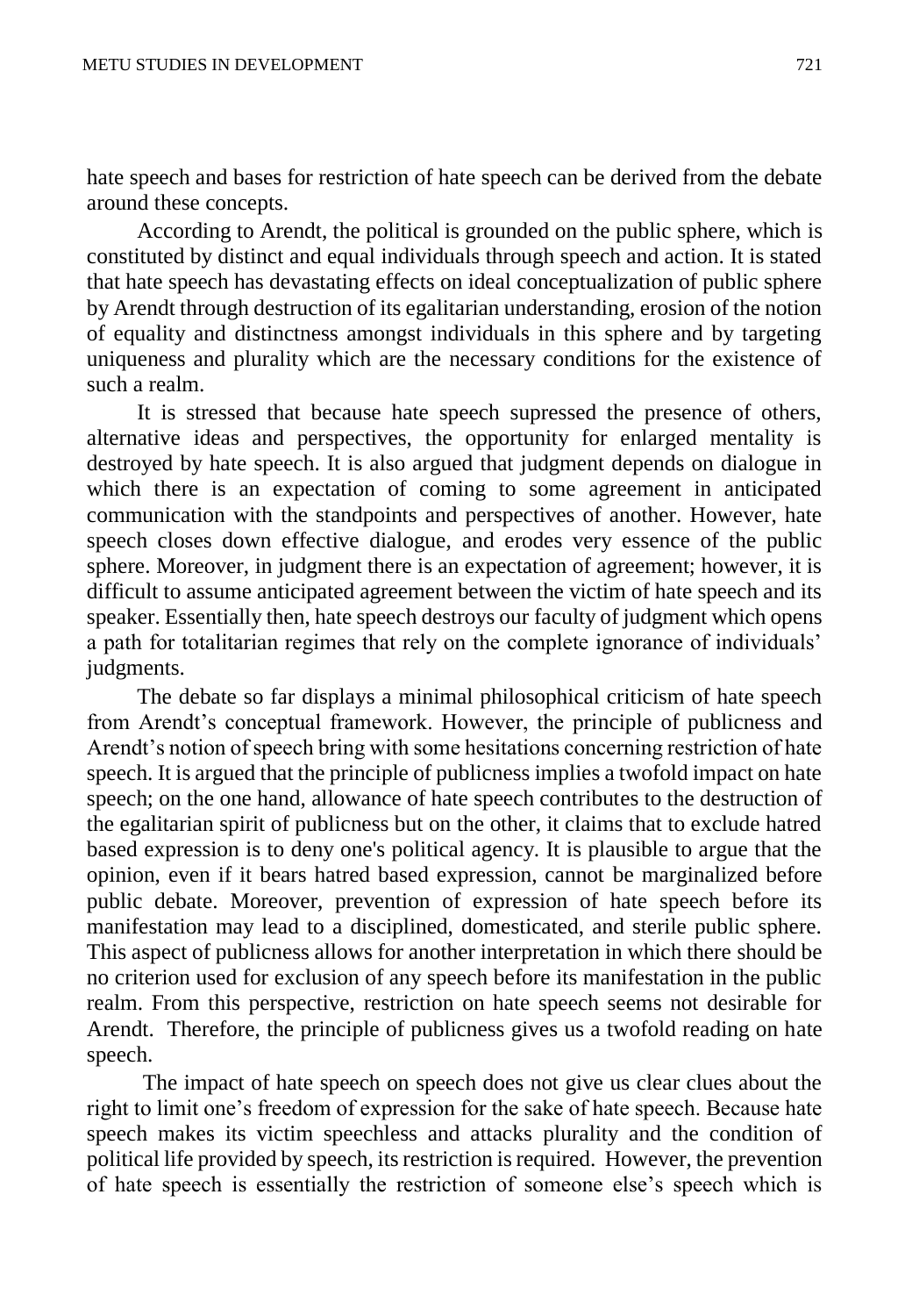hate speech and bases for restriction of hate speech can be derived from the debate around these concepts.

According to Arendt, the political is grounded on the public sphere, which is constituted by distinct and equal individuals through speech and action. It is stated that hate speech has devastating effects on ideal conceptualization of public sphere by Arendt through destruction of its egalitarian understanding, erosion of the notion of equality and distinctness amongst individuals in this sphere and by targeting uniqueness and plurality which are the necessary conditions for the existence of such a realm.

It is stressed that because hate speech supressed the presence of others, alternative ideas and perspectives, the opportunity for enlarged mentality is destroyed by hate speech. It is also argued that judgment depends on dialogue in which there is an expectation of coming to some agreement in anticipated communication with the standpoints and perspectives of another. However, hate speech closes down effective dialogue, and erodes very essence of the public sphere. Moreover, in judgment there is an expectation of agreement; however, it is difficult to assume anticipated agreement between the victim of hate speech and its speaker. Essentially then, hate speech destroys our faculty of judgment which opens a path for totalitarian regimes that rely on the complete ignorance of individuals' judgments.

The debate so far displays a minimal philosophical criticism of hate speech from Arendt's conceptual framework. However, the principle of publicness and Arendt's notion of speech bring with some hesitations concerning restriction of hate speech. It is argued that the principle of publicness implies a twofold impact on hate speech; on the one hand, allowance of hate speech contributes to the destruction of the egalitarian spirit of publicness but on the other, it claims that to exclude hatred based expression is to deny one's political agency. It is plausible to argue that the opinion, even if it bears hatred based expression, cannot be marginalized before public debate. Moreover, prevention of expression of hate speech before its manifestation may lead to a disciplined, domesticated, and sterile public sphere. This aspect of publicness allows for another interpretation in which there should be no criterion used for exclusion of any speech before its manifestation in the public realm. From this perspective, restriction on hate speech seems not desirable for Arendt. Therefore, the principle of publicness gives us a twofold reading on hate speech.

The impact of hate speech on speech does not give us clear clues about the right to limit one's freedom of expression for the sake of hate speech. Because hate speech makes its victim speechless and attacks plurality and the condition of political life provided by speech, its restriction is required. However, the prevention of hate speech is essentially the restriction of someone else's speech which is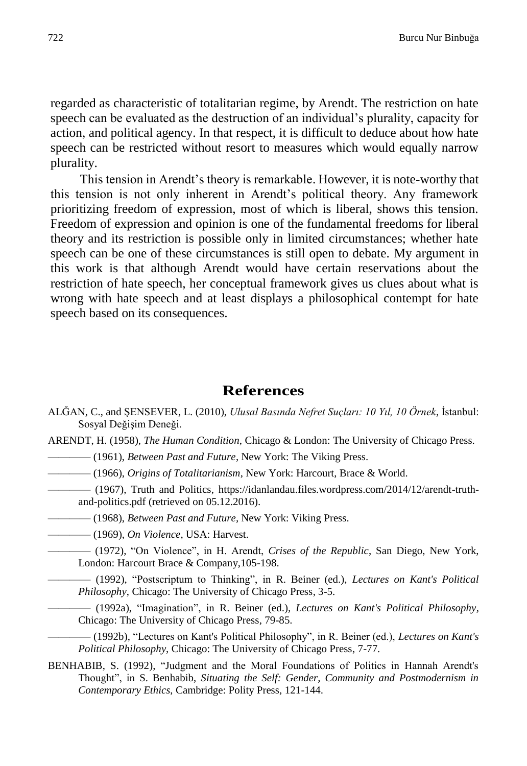regarded as characteristic of totalitarian regime, by Arendt. The restriction on hate speech can be evaluated as the destruction of an individual's plurality, capacity for action, and political agency. In that respect, it is difficult to deduce about how hate speech can be restricted without resort to measures which would equally narrow plurality.

This tension in Arendt's theory is remarkable. However, it is note-worthy that this tension is not only inherent in Arendt's political theory. Any framework prioritizing freedom of expression, most of which is liberal, shows this tension. Freedom of expression and opinion is one of the fundamental freedoms for liberal theory and its restriction is possible only in limited circumstances; whether hate speech can be one of these circumstances is still open to debate. My argument in this work is that although Arendt would have certain reservations about the restriction of hate speech, her conceptual framework gives us clues about what is wrong with hate speech and at least displays a philosophical contempt for hate speech based on its consequences.

## References

ALĞAN, C., and ŞENSEVER, L. (2010), *Ulusal Basında Nefret Suçları: 10 Yıl, 10 Örnek*, İstanbul: Sosyal Değişim Deneği.

ARENDT, H. (1958), *The Human Condition*, Chicago & London: The University of Chicago Press.

———— (1961), *Between Past and Future*, New York: The Viking Press.

———— (1966), *Origins of Totalitarianism*, New York: Harcourt, Brace & World.

———— (1967), Truth and Politics, https://idanlandau.files.wordpress.com/2014/12/arendt-truth-and-politics.pdf (retrieved on 05.12.2016).

———— (1968), *Between Past and Future*, New York: Viking Press.

———— (1969), *On Violence*, USA: Harvest.

———— (1972), "On Violence", in H. Arendt, *Crises of the Republic*, San Diego, New York, London: Harcourt Brace & Company,105-198.

———— (1992), "Postscriptum to Thinking", in R. Beiner (ed.), *Lectures on Kant's Political Philosophy*, Chicago: The University of Chicago Press, 3-5.

———— (1992a), "Imagination", in R. Beiner (ed.), *Lectures on Kant's Political Philosophy*, Chicago: The University of Chicago Press, 79-85.

———— (1992b), "Lectures on Kant's Political Philosophy", in R. Beiner (ed.), *Lectures on Kant's Political Philosophy*, Chicago: The University of Chicago Press, 7-77.

BENHABIB, S. (1992), "Judgment and the Moral Foundations of Politics in Hannah Arendt's Thought", in S. Benhabib, *Situating the Self: Gender, Community and Postmodernism in Contemporary Ethics*, Cambridge: Polity Press, 121-144.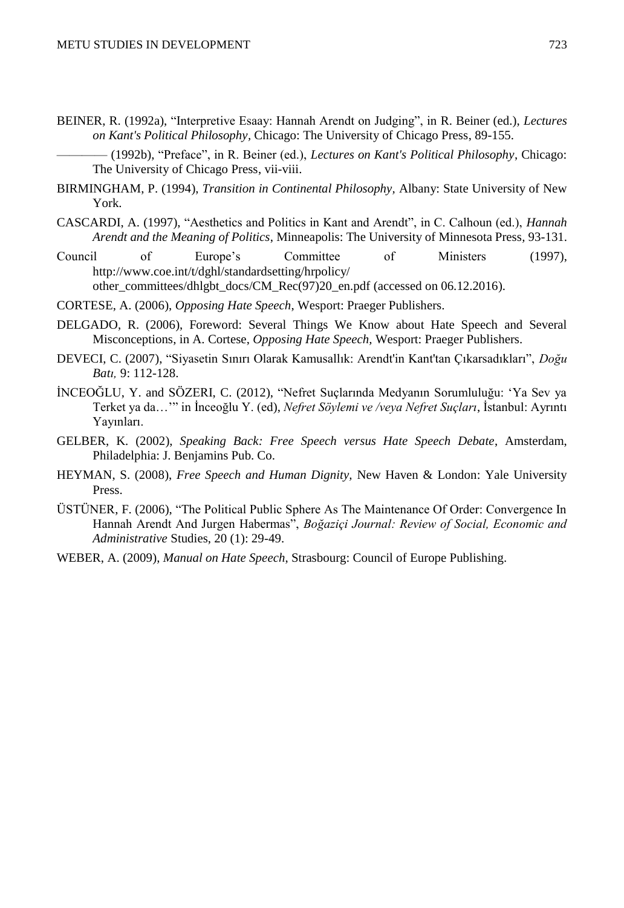BEINER, R. (1992a), "Interpretive Esaay: Hannah Arendt on Judging", in R. Beiner (ed.), *Lectures on Kant's Political Philosophy*, Chicago: The University of Chicago Press, 89-155.

———— (1992b), "Preface", in R. Beiner (ed.), *Lectures on Kant's Political Philosophy*, Chicago: The University of Chicago Press, vii-viii.

BIRMINGHAM, P. (1994), *Transition in Continental Philosophy*, Albany: State University of New York.

CASCARDI, A. (1997), "Aesthetics and Politics in Kant and Arendt", in C. Calhoun (ed.), *Hannah Arendt and the Meaning of Politics*, Minneapolis: The University of Minnesota Press, 93-131.

Council of Europe's Committee of Ministers (1997), http://www.coe.int/t/dghl/standardsetting/hrpolicy/other_committees/dhlgbt_docs/CM_Rec(97)20_en.pdf (accessed on 06.12.2016).

CORTESE, A. (2006), *Opposing Hate Speech*, Wesport: Praeger Publishers.

DELGADO, R. (2006), Foreword: Several Things We Know about Hate Speech and Several Misconceptions, in A. Cortese, *Opposing Hate Speech*, Wesport: Praeger Publishers.

DEVECI, C. (2007), "Siyasetin Sınırı Olarak Kamusallık: Arendt'in Kant'tan Çıkarsadıkları", *Doğu Batı,* 9: 112-128.

İNCEOĞLU, Y. and SÖZERI, C. (2012), "Nefret Suçlarında Medyanın Sorumluluğu: 'Ya Sev ya Terket ya da…'" in İnceoğlu Y. (ed), *Nefret Söylemi ve /veya Nefret Suçları*, İstanbul: Ayrıntı Yayınları.

GELBER, K. (2002), *Speaking Back: Free Speech versus Hate Speech Debate*, Amsterdam, Philadelphia: J. Benjamins Pub. Co.

HEYMAN, S. (2008), *Free Speech and Human Dignity,* New Haven & London: Yale University Press.

ÜSTÜNER, F. (2006), "The Political Public Sphere As The Maintenance Of Order: Convergence In Hannah Arendt And Jurgen Habermas", *Boğaziçi Journal: Review of Social, Economic and Administrative* Studies, 20 (1): 29-49.

WEBER, A. (2009), *Manual on Hate Speech*, Strasbourg: Council of Europe Publishing.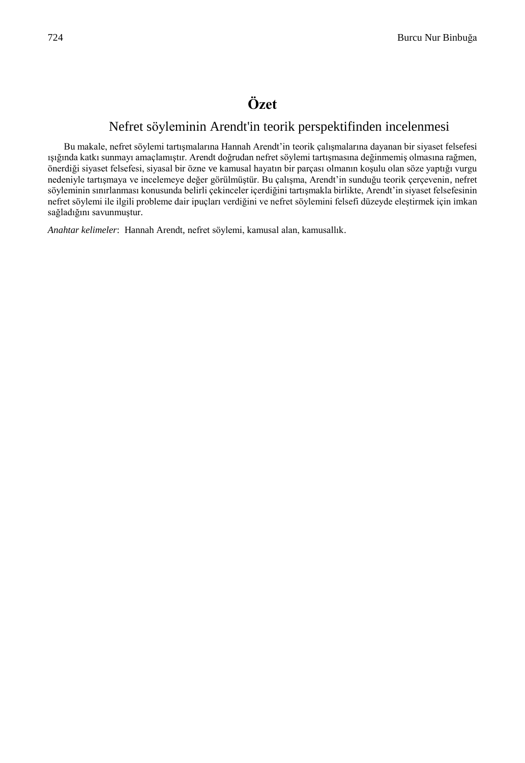# Özet

## Nefret söyleminin Arendt'in teorik perspektifinden incelenmesi

Bu makale, nefret söylemi tartışmalarına Hannah Arendt'in teorik çalışmalarına dayanan bir siyaset felsefesi ışığında katkı sunmayı amaçlamıştır. Arendt doğrudan nefret söylemi tartışmasına değinmemiş olmasına rağmen, önerdiği siyaset felsefesi, siyasal bir özne ve kamusal hayatın bir parçası olmanın koşulu olan söze yaptığı vurgu nedeniyle tartışmaya ve incelemeye değer görülmüştür. Bu çalışma, Arendt'in sunduğu teorik çerçevenin, nefret söyleminin sınırlanması konusunda belirli çekinceler içerdiğini tartışmakla birlikte, Arendt'in siyaset felsefesinin nefret söylemi ile ilgili probleme dair ipuçları verdiğini ve nefret söylemini felsefi düzeyde eleştirmek için imkan sağladığını savunmuştur.

*Anahtar kelimeler*: Hannah Arendt, nefret söylemi, kamusal alan, kamusallık.